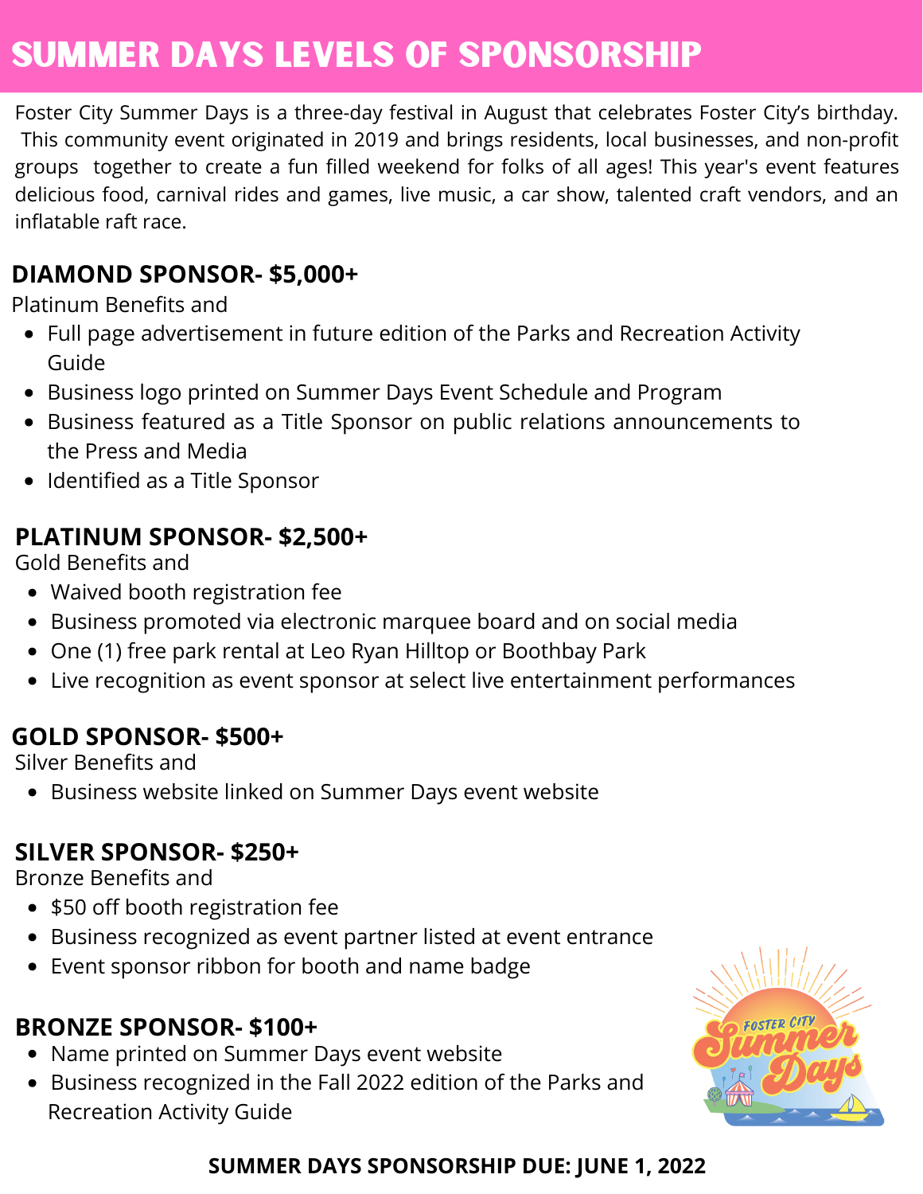# SUMMER DAYS LEVELS OF SPONSORSHIP

Foster City Summer Days is a three-day festival in August that celebrates Foster City's birthday. This community event originated in 2019 and brings residents, local businesses, and non-profit groups together to create a fun filled weekend for folks of all ages! This year's event features delicious food, carnival rides and games, live music, a car show, talented craft vendors, and an inflatable raft race.

## DIAMOND SPONSOR- $5,000+

Platinum Benefits and

- Full page advertisement in future edition of the Parks and Recreation Activity Guide
- Business logo printed on Summer Days Event Schedule and Program
- Business featured as a Title Sponsor on public relations announcements to the Press and Media
- Identified as a Title Sponsor

## PLATINUM SPONSOR- $2,500+

Gold Benefits and

- Waived booth registration fee
- Business promoted via electronic marquee board and on social media
- One (1) free park rental at Leo Ryan Hilltop or Boothbay Park
- Live recognition as event sponsor at select live entertainment performances

## GOLD SPONSOR- $500+

Silver Benefits and

- Business website linked on Summer Days event website

## SILVER SPONSOR- $250+

Bronze Benefits and

- $50 off booth registration fee
- Business recognized as event partner listed at event entrance
- Event sponsor ribbon for booth and name badge

## BRONZE SPONSOR- $100+

- Name printed on Summer Days event website
- Business recognized in the Fall 2022 edition of the Parks and Recreation Activity Guide

**SUMMER DAYS SPONSORSHIP DUE: JUNE 1, 2022**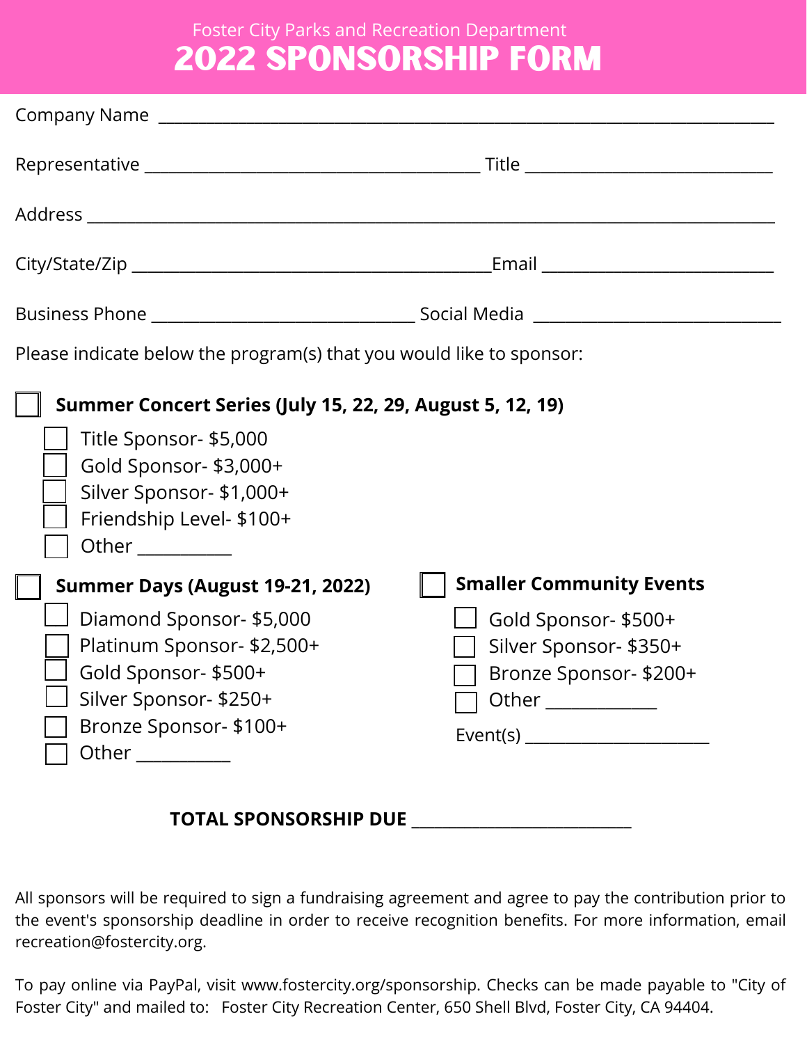Foster City Parks and Recreation Department

# 2022 SPONSORSHIP FORM

Company Name ____________________________________________________________

Representative ______________________________ Title ______________________

Address ________________________________________________________________

City/State/Zip ________________________________Email _____________________

Business Phone _________________________ Social Media _____________________

Please indicate below the program(s) that you would like to sponsor:

☐ **Summer Concert Series (July 15, 22, 29, August 5, 12, 19)**

- ☐ Title Sponsor- $5,000
- ☐ Gold Sponsor- $3,000+
- ☐ Silver Sponsor- $1,000+
- ☐ Friendship Level- $100+
- ☐ Other __________

☐ **Summer Days (August 19-21, 2022)**

- ☐ Diamond Sponsor- $5,000
- ☐ Platinum Sponsor- $2,500+
- ☐ Gold Sponsor- $500+
- ☐ Silver Sponsor- $250+
- ☐ Bronze Sponsor- $100+
- ☐ Other __________

☐ **Smaller Community Events**

- ☐ Gold Sponsor- $500+
- ☐ Silver Sponsor- $350+
- ☐ Bronze Sponsor- $200+
- ☐ Other ____________

Event(s) ______________________

**TOTAL SPONSORSHIP DUE** _________________________

All sponsors will be required to sign a fundraising agreement and agree to pay the contribution prior to the event's sponsorship deadline in order to receive recognition benefits. For more information, email recreation@fostercity.org.

To pay online via PayPal, visit www.fostercity.org/sponsorship. Checks can be made payable to "City of Foster City" and mailed to: Foster City Recreation Center, 650 Shell Blvd, Foster City, CA 94404.